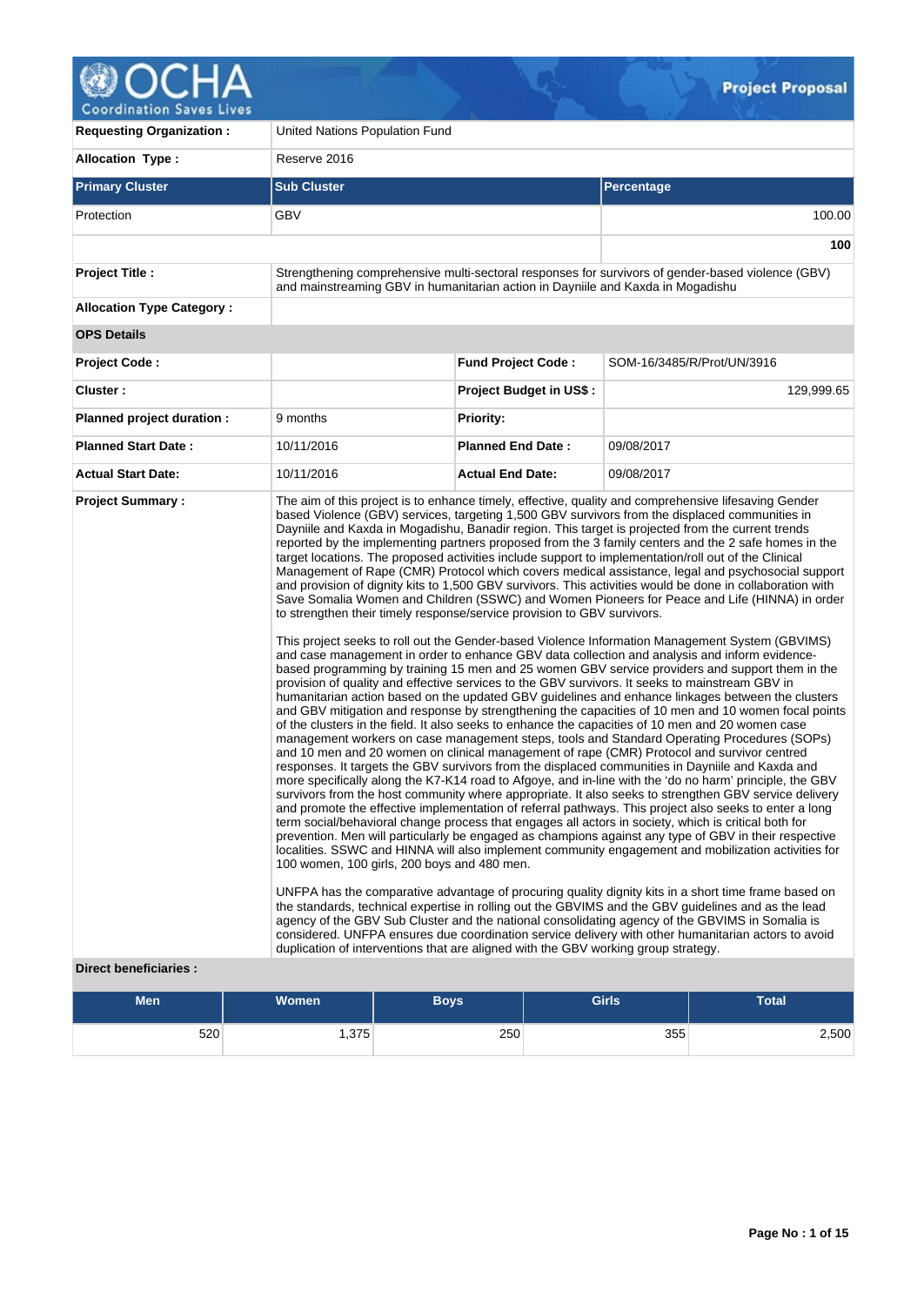# Project Proposal

| | | | |
|---|---|---|---|
| **Requesting Organization :** | United Nations Population Fund | | |
| **Allocation Type :** | Reserve 2016 | | |

| Primary Cluster | Sub Cluster | Percentage |
|---|---|---|
| Protection | GBV | 100.00 |
| | | **100** |

| | | | |
|---|---|---|---|
| **Project Title :** | Strengthening comprehensive multi-sectoral responses for survivors of gender-based violence (GBV) and mainstreaming GBV in humanitarian action in Dayniile and Kaxda in Mogadishu | | |
| **Allocation Type Category :** | | | |
| **OPS Details** | | | |
| **Project Code :** | | **Fund Project Code :** | SOM-16/3485/R/Prot/UN/3916 |
| **Cluster :** | | **Project Budget in US$ :** | 129,999.65 |
| **Planned project duration :** | 9 months | **Priority:** | |
| **Planned Start Date :** | 10/11/2016 | **Planned End Date :** | 09/08/2017 |
| **Actual Start Date:** | 10/11/2016 | **Actual End Date:** | 09/08/2017 |

**Project Summary :**

The aim of this project is to enhance timely, effective, quality and comprehensive lifesaving Gender based Violence (GBV) services, targeting 1,500 GBV survivors from the displaced communities in Dayniile and Kaxda in Mogadishu, Banadir region. This target is projected from the current trends reported by the implementing partners proposed from the 3 family centers and the 2 safe homes in the target locations. The proposed activities include support to implementation/roll out of the Clinical Management of Rape (CMR) Protocol which covers medical assistance, legal and psychosocial support and provision of dignity kits to 1,500 GBV survivors. This activities would be done in collaboration with Save Somalia Women and Children (SSWC) and Women Pioneers for Peace and Life (HINNA) in order to strengthen their timely response/service provision to GBV survivors.

This project seeks to roll out the Gender-based Violence Information Management System (GBVIMS) and case management in order to enhance GBV data collection and analysis and inform evidence-based programming by training 15 men and 25 women GBV service providers and support them in the provision of quality and effective services to the GBV survivors. It seeks to mainstream GBV in humanitarian action based on the updated GBV guidelines and enhance linkages between the clusters and GBV mitigation and response by strengthening the capacities of 10 men and 10 women focal points of the clusters in the field. It also seeks to enhance the capacities of 10 men and 20 women case management workers on case management steps, tools and Standard Operating Procedures (SOPs) and 10 men and 20 women on clinical management of rape (CMR) Protocol and survivor centred responses. It targets the GBV survivors from the displaced communities in Dayniile and Kaxda and more specifically along the K7-K14 road to Afgoye, and in-line with the 'do no harm' principle, the GBV survivors from the host community where appropriate. It also seeks to strengthen GBV service delivery and promote the effective implementation of referral pathways. This project also seeks to enter a long term social/behavioral change process that engages all actors in society, which is critical both for prevention. Men will particularly be engaged as champions against any type of GBV in their respective localities. SSWC and HINNA will also implement community engagement and mobilization activities for 100 women, 100 girls, 200 boys and 480 men.

UNFPA has the comparative advantage of procuring quality dignity kits in a short time frame based on the standards, technical expertise in rolling out the GBVIMS and the GBV guidelines and as the lead agency of the GBV Sub Cluster and the national consolidating agency of the GBVIMS in Somalia is considered. UNFPA ensures due coordination service delivery with other humanitarian actors to avoid duplication of interventions that are aligned with the GBV working group strategy.

**Direct beneficiaries :**

| Men | Women | Boys | Girls | Total |
|---|---|---|---|---|
| 520 | 1,375 | 250 | 355 | 2,500 |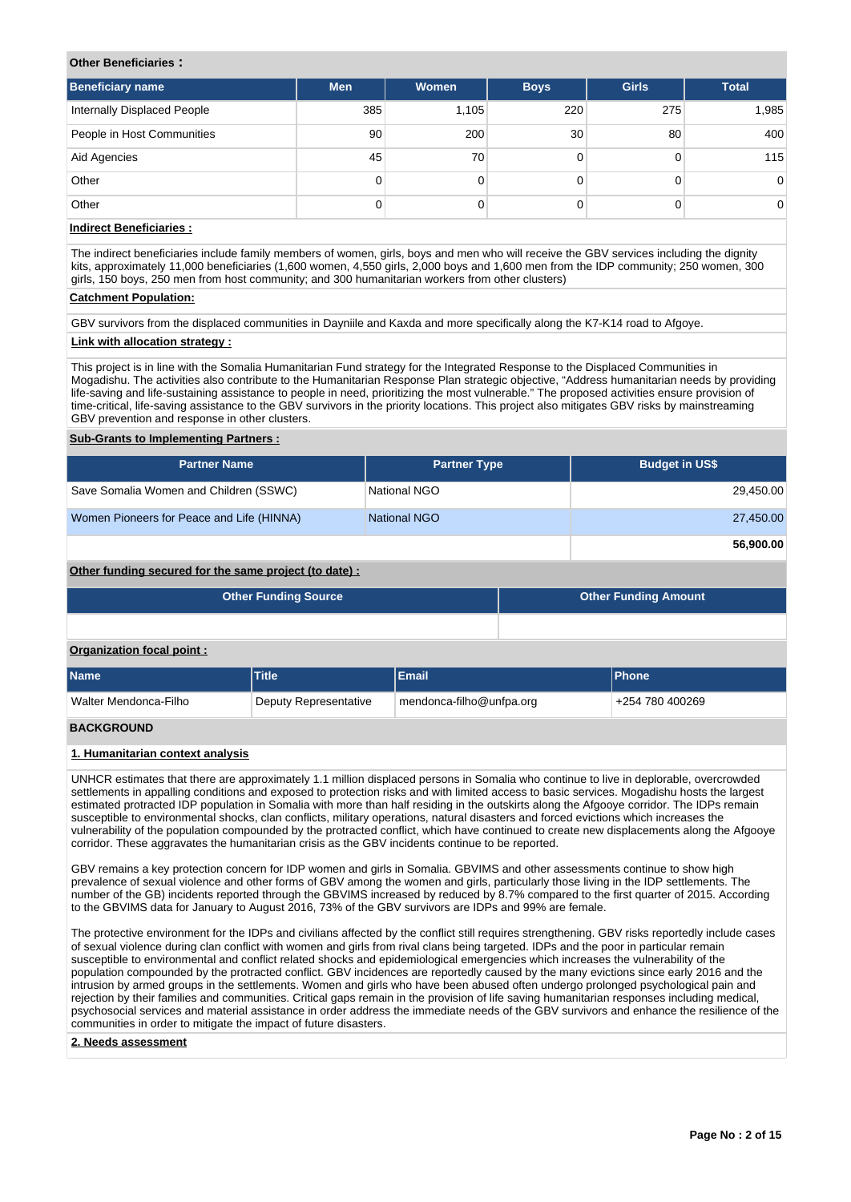**Other Beneficiaries :**

| Beneficiary name | Men | Women | Boys | Girls | Total |
|---|---|---|---|---|---|
| Internally Displaced People | 385 | 1,105 | 220 | 275 | 1,985 |
| People in Host Communities | 90 | 200 | 30 | 80 | 400 |
| Aid Agencies | 45 | 70 | 0 | 0 | 115 |
| Other | 0 | 0 | 0 | 0 | 0 |
| Other | 0 | 0 | 0 | 0 | 0 |

**Indirect Beneficiaries :**

The indirect beneficiaries include family members of women, girls, boys and men who will receive the GBV services including the dignity kits, approximately 11,000 beneficiaries (1,600 women, 4,550 girls, 2,000 boys and 1,600 men from the IDP community; 250 women, 300 girls, 150 boys, 250 men from host community; and 300 humanitarian workers from other clusters)

**Catchment Population:**

GBV survivors from the displaced communities in Dayniile and Kaxda and more specifically along the K7-K14 road to Afgoye.

**Link with allocation strategy :**

This project is in line with the Somalia Humanitarian Fund strategy for the Integrated Response to the Displaced Communities in Mogadishu. The activities also contribute to the Humanitarian Response Plan strategic objective, "Address humanitarian needs by providing life-saving and life-sustaining assistance to people in need, prioritizing the most vulnerable." The proposed activities ensure provision of time-critical, life-saving assistance to the GBV survivors in the priority locations. This project also mitigates GBV risks by mainstreaming GBV prevention and response in other clusters.

**Sub-Grants to Implementing Partners :**

| Partner Name | Partner Type | Budget in US$ |
|---|---|---|
| Save Somalia Women and Children (SSWC) | National NGO | 29,450.00 |
| Women Pioneers for Peace and Life (HINNA) | National NGO | 27,450.00 |
| | | **56,900.00** |

**Other funding secured for the same project (to date) :**

| Other Funding Source | Other Funding Amount |
|---|---|
| | |

**Organization focal point :**

| Name | Title | Email | Phone |
|---|---|---|---|
| Walter Mendonca-Filho | Deputy Representative | mendonca-filho@unfpa.org | +254 780 400269 |

## BACKGROUND

**1. Humanitarian context analysis**

UNHCR estimates that there are approximately 1.1 million displaced persons in Somalia who continue to live in deplorable, overcrowded settlements in appalling conditions and exposed to protection risks and with limited access to basic services. Mogadishu hosts the largest estimated protracted IDP population in Somalia with more than half residing in the outskirts along the Afgooye corridor. The IDPs remain susceptible to environmental shocks, clan conflicts, military operations, natural disasters and forced evictions which increases the vulnerability of the population compounded by the protracted conflict, which have continued to create new displacements along the Afgooye corridor. These aggravates the humanitarian crisis as the GBV incidents continue to be reported.

GBV remains a key protection concern for IDP women and girls in Somalia. GBVIMS and other assessments continue to show high prevalence of sexual violence and other forms of GBV among the women and girls, particularly those living in the IDP settlements. The number of the GB) incidents reported through the GBVIMS increased by reduced by 8.7% compared to the first quarter of 2015. According to the GBVIMS data for January to August 2016, 73% of the GBV survivors are IDPs and 99% are female.

The protective environment for the IDPs and civilians affected by the conflict still requires strengthening. GBV risks reportedly include cases of sexual violence during clan conflict with women and girls from rival clans being targeted. IDPs and the poor in particular remain susceptible to environmental and conflict related shocks and epidemiological emergencies which increases the vulnerability of the population compounded by the protracted conflict. GBV incidences are reportedly caused by the many evictions since early 2016 and the intrusion by armed groups in the settlements. Women and girls who have been abused often undergo prolonged psychological pain and rejection by their families and communities. Critical gaps remain in the provision of life saving humanitarian responses including medical, psychosocial services and material assistance in order address the immediate needs of the GBV survivors and enhance the resilience of the communities in order to mitigate the impact of future disasters.

**2. Needs assessment**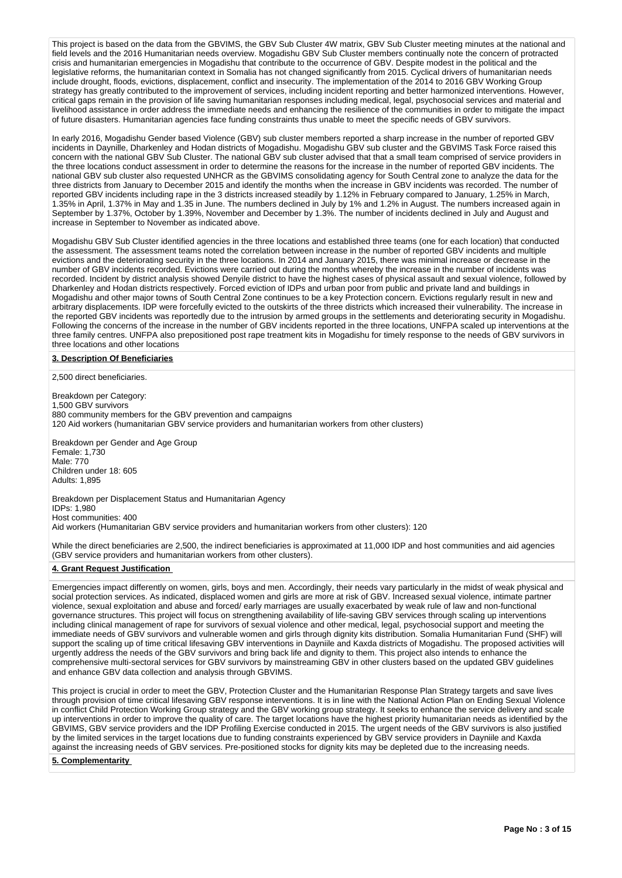This project is based on the data from the GBVIMS, the GBV Sub Cluster 4W matrix, GBV Sub Cluster meeting minutes at the national and field levels and the 2016 Humanitarian needs overview. Mogadishu GBV Sub Cluster members continually note the concern of protracted crisis and humanitarian emergencies in Mogadishu that contribute to the occurrence of GBV. Despite modest in the political and the legislative reforms, the humanitarian context in Somalia has not changed significantly from 2015. Cyclical drivers of humanitarian needs include drought, floods, evictions, displacement, conflict and insecurity. The implementation of the 2014 to 2016 GBV Working Group strategy has greatly contributed to the improvement of services, including incident reporting and better harmonized interventions. However, critical gaps remain in the provision of life saving humanitarian responses including medical, legal, psychosocial services and material and livelihood assistance in order address the immediate needs and enhancing the resilience of the communities in order to mitigate the impact of future disasters. Humanitarian agencies face funding constraints thus unable to meet the specific needs of GBV survivors.

In early 2016, Mogadishu Gender based Violence (GBV) sub cluster members reported a sharp increase in the number of reported GBV incidents in Daynille, Dharkenley and Hodan districts of Mogadishu. Mogadishu GBV sub cluster and the GBVIMS Task Force raised this concern with the national GBV Sub Cluster. The national GBV sub cluster advised that that a small team comprised of service providers in the three locations conduct assessment in order to determine the reasons for the increase in the number of reported GBV incidents. The national GBV sub cluster also requested UNHCR as the GBVIMS consolidating agency for South Central zone to analyze the data for the three districts from January to December 2015 and identify the months when the increase in GBV incidents was recorded. The number of reported GBV incidents including rape in the 3 districts increased steadily by 1.12% in February compared to January, 1.25% in March, 1.35% in April, 1.37% in May and 1.35 in June. The numbers declined in July by 1% and 1.2% in August. The numbers increased again in September by 1.37%, October by 1.39%, November and December by 1.3%. The number of incidents declined in July and August and increase in September to November as indicated above.

Mogadishu GBV Sub Cluster identified agencies in the three locations and established three teams (one for each location) that conducted the assessment. The assessment teams noted the correlation between increase in the number of reported GBV incidents and multiple evictions and the deteriorating security in the three locations. In 2014 and January 2015, there was minimal increase or decrease in the number of GBV incidents recorded. Evictions were carried out during the months whereby the increase in the number of incidents was recorded. Incident by district analysis showed Denyile district to have the highest cases of physical assault and sexual violence, followed by Dharkenley and Hodan districts respectively. Forced eviction of IDPs and urban poor from public and private land and buildings in Mogadishu and other major towns of South Central Zone continues to be a key Protection concern. Evictions regularly result in new and arbitrary displacements. IDP were forcefully evicted to the outskirts of the three districts which increased their vulnerability. The increase in the reported GBV incidents was reportedly due to the intrusion by armed groups in the settlements and deteriorating security in Mogadishu. Following the concerns of the increase in the number of GBV incidents reported in the three locations, UNFPA scaled up interventions at the three family centres. UNFPA also prepositioned post rape treatment kits in Mogadishu for timely response to the needs of GBV survivors in three locations and other locations

## 3. Description Of Beneficiaries

2,500 direct beneficiaries.

Breakdown per Category:
1,500 GBV survivors
880 community members for the GBV prevention and campaigns
120 Aid workers (humanitarian GBV service providers and humanitarian workers from other clusters)

Breakdown per Gender and Age Group
Female: 1,730
Male: 770
Children under 18: 605
Adults: 1,895

Breakdown per Displacement Status and Humanitarian Agency
IDPs: 1,980
Host communities: 400
Aid workers (Humanitarian GBV service providers and humanitarian workers from other clusters): 120

While the direct beneficiaries are 2,500, the indirect beneficiaries is approximated at 11,000 IDP and host communities and aid agencies (GBV service providers and humanitarian workers from other clusters).

## 4. Grant Request Justification

Emergencies impact differently on women, girls, boys and men. Accordingly, their needs vary particularly in the midst of weak physical and social protection services. As indicated, displaced women and girls are more at risk of GBV. Increased sexual violence, intimate partner violence, sexual exploitation and abuse and forced/ early marriages are usually exacerbated by weak rule of law and non-functional governance structures. This project will focus on strengthening availability of life-saving GBV services through scaling up interventions including clinical management of rape for survivors of sexual violence and other medical, legal, psychosocial support and meeting the immediate needs of GBV survivors and vulnerable women and girls through dignity kits distribution. Somalia Humanitarian Fund (SHF) will support the scaling up of time critical lifesaving GBV interventions in Dayniile and Kaxda districts of Mogadishu. The proposed activities will urgently address the needs of the GBV survivors and bring back life and dignity to them. This project also intends to enhance the comprehensive multi-sectoral services for GBV survivors by mainstreaming GBV in other clusters based on the updated GBV guidelines and enhance GBV data collection and analysis through GBVIMS.

This project is crucial in order to meet the GBV, Protection Cluster and the Humanitarian Response Plan Strategy targets and save lives through provision of time critical lifesaving GBV response interventions. It is in line with the National Action Plan on Ending Sexual Violence in conflict Child Protection Working Group strategy and the GBV working group strategy. It seeks to enhance the service delivery and scale up interventions in order to improve the quality of care. The target locations have the highest priority humanitarian needs as identified by the GBVIMS, GBV service providers and the IDP Profiling Exercise conducted in 2015. The urgent needs of the GBV survivors is also justified by the limited services in the target locations due to funding constraints experienced by GBV service providers in Dayniile and Kaxda against the increasing needs of GBV services. Pre-positioned stocks for dignity kits may be depleted due to the increasing needs.

## 5. Complementarity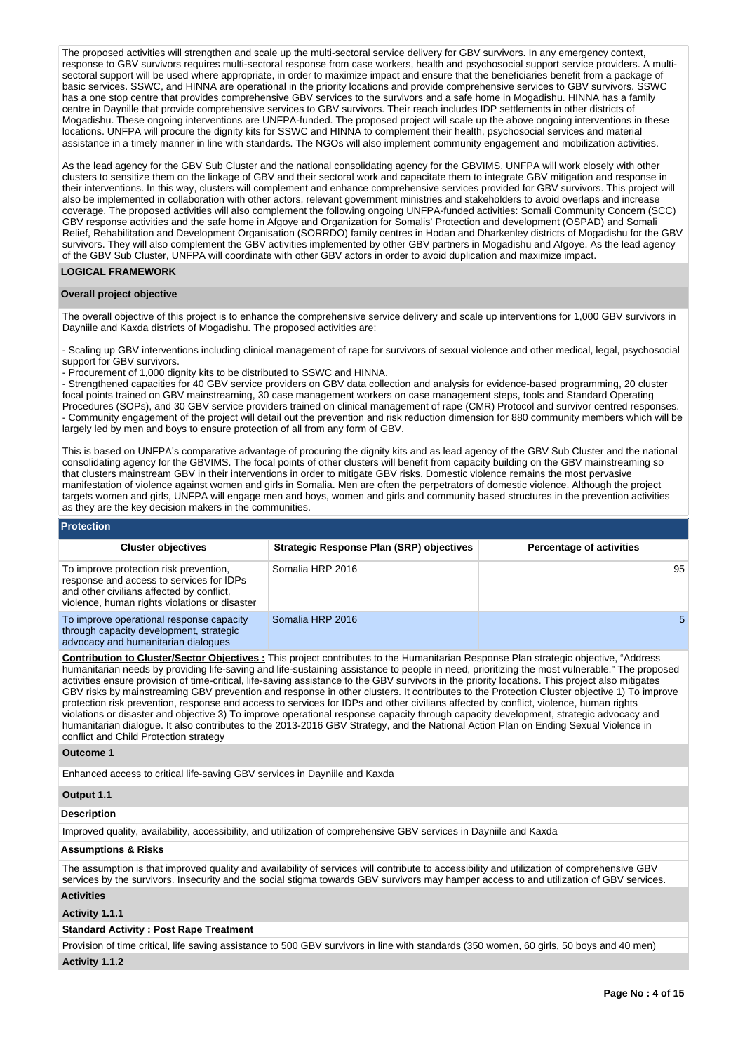The proposed activities will strengthen and scale up the multi-sectoral service delivery for GBV survivors. In any emergency context, response to GBV survivors requires multi-sectoral response from case workers, health and psychosocial support service providers. A multi-sectoral support will be used where appropriate, in order to maximize impact and ensure that the beneficiaries benefit from a package of basic services. SSWC, and HINNA are operational in the priority locations and provide comprehensive services to GBV survivors. SSWC has a one stop centre that provides comprehensive GBV services to the survivors and a safe home in Mogadishu. HINNA has a family centre in Daynille that provide comprehensive services to GBV survivors. Their reach includes IDP settlements in other districts of Mogadishu. These ongoing interventions are UNFPA-funded. The proposed project will scale up the above ongoing interventions in these locations. UNFPA will procure the dignity kits for SSWC and HINNA to complement their health, psychosocial services and material assistance in a timely manner in line with standards. The NGOs will also implement community engagement and mobilization activities.

As the lead agency for the GBV Sub Cluster and the national consolidating agency for the GBVIMS, UNFPA will work closely with other clusters to sensitize them on the linkage of GBV and their sectoral work and capacitate them to integrate GBV mitigation and response in their interventions. In this way, clusters will complement and enhance comprehensive services provided for GBV survivors. This project will also be implemented in collaboration with other actors, relevant government ministries and stakeholders to avoid overlaps and increase coverage. The proposed activities will also complement the following ongoing UNFPA-funded activities: Somali Community Concern (SCC) GBV response activities and the safe home in Afgoye and Organization for Somalis' Protection and development (OSPAD) and Somali Relief, Rehabilitation and Development Organisation (SORRDO) family centres in Hodan and Dharkenley districts of Mogadishu for the GBV survivors. They will also complement the GBV activities implemented by other GBV partners in Mogadishu and Afgoye. As the lead agency of the GBV Sub Cluster, UNFPA will coordinate with other GBV actors in order to avoid duplication and maximize impact.

## LOGICAL FRAMEWORK

### Overall project objective

The overall objective of this project is to enhance the comprehensive service delivery and scale up interventions for 1,000 GBV survivors in Dayniile and Kaxda districts of Mogadishu. The proposed activities are:

- Scaling up GBV interventions including clinical management of rape for survivors of sexual violence and other medical, legal, psychosocial support for GBV survivors.
- Procurement of 1,000 dignity kits to be distributed to SSWC and HINNA.
- Strengthened capacities for 40 GBV service providers on GBV data collection and analysis for evidence-based programming, 20 cluster focal points trained on GBV mainstreaming, 30 case management workers on case management steps, tools and Standard Operating Procedures (SOPs), and 30 GBV service providers trained on clinical management of rape (CMR) Protocol and survivor centred responses.
- Community engagement of the project will detail out the prevention and risk reduction dimension for 880 community members which will be largely led by men and boys to ensure protection of all from any form of GBV.

This is based on UNFPA's comparative advantage of procuring the dignity kits and as lead agency of the GBV Sub Cluster and the national consolidating agency for the GBVIMS. The focal points of other clusters will benefit from capacity building on the GBV mainstreaming so that clusters mainstream GBV in their interventions in order to mitigate GBV risks. Domestic violence remains the most pervasive manifestation of violence against women and girls in Somalia. Men are often the perpetrators of domestic violence. Although the project targets women and girls, UNFPA will engage men and boys, women and girls and community based structures in the prevention activities as they are the key decision makers in the communities.

### Protection

| Cluster objectives | Strategic Response Plan (SRP) objectives | Percentage of activities |
|---|---|---|
| To improve protection risk prevention, response and access to services for IDPs and other civilians affected by conflict, violence, human rights violations or disaster | Somalia HRP 2016 | 95 |
| To improve operational response capacity through capacity development, strategic advocacy and humanitarian dialogues | Somalia HRP 2016 | 5 |

**Contribution to Cluster/Sector Objectives :** This project contributes to the Humanitarian Response Plan strategic objective, "Address humanitarian needs by providing life-saving and life-sustaining assistance to people in need, prioritizing the most vulnerable." The proposed activities ensure provision of time-critical, life-saving assistance to the GBV survivors in the priority locations. This project also mitigates GBV risks by mainstreaming GBV prevention and response in other clusters. It contributes to the Protection Cluster objective 1) To improve protection risk prevention, response and access to services for IDPs and other civilians affected by conflict, violence, human rights violations or disaster and objective 3) To improve operational response capacity through capacity development, strategic advocacy and humanitarian dialogue. It also contributes to the 2013-2016 GBV Strategy, and the National Action Plan on Ending Sexual Violence in conflict and Child Protection strategy

**Outcome 1**

Enhanced access to critical life-saving GBV services in Dayniile and Kaxda

**Output 1.1**

**Description**

Improved quality, availability, accessibility, and utilization of comprehensive GBV services in Dayniile and Kaxda

**Assumptions & Risks**

The assumption is that improved quality and availability of services will contribute to accessibility and utilization of comprehensive GBV services by the survivors. Insecurity and the social stigma towards GBV survivors may hamper access to and utilization of GBV services.

**Activities**

**Activity 1.1.1**

**Standard Activity : Post Rape Treatment**

Provision of time critical, life saving assistance to 500 GBV survivors in line with standards (350 women, 60 girls, 50 boys and 40 men)

**Activity 1.1.2**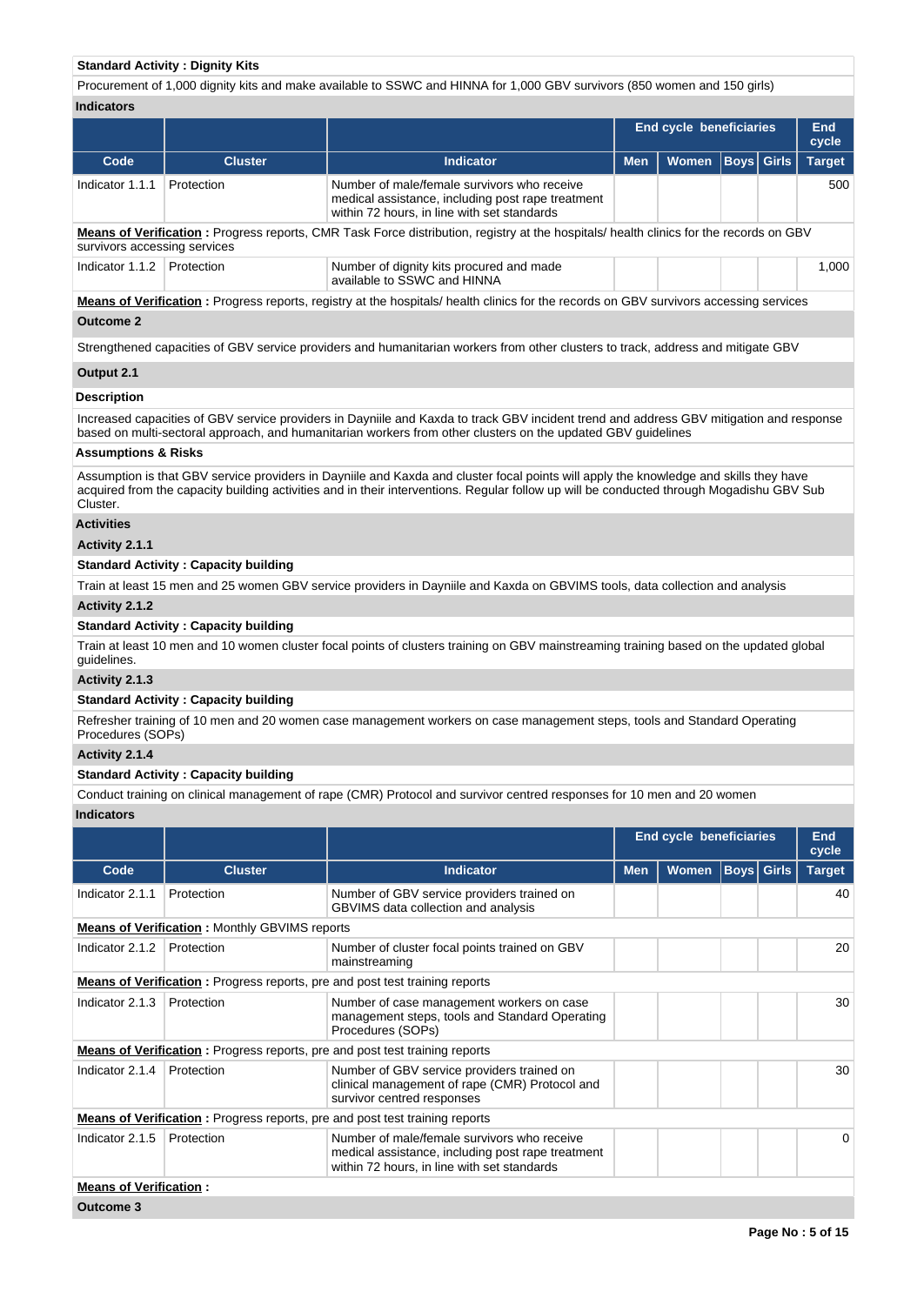**Standard Activity : Dignity Kits**

Procurement of 1,000 dignity kits and make available to SSWC and HINNA for 1,000 GBV survivors (850 women and 150 girls)

**Indicators**

| | | | End cycle beneficiaries | | | | End cycle |
|---|---|---|---|---|---|---|---|
| **Code** | **Cluster** | **Indicator** | **Men** | **Women** | **Boys** | **Girls** | **Target** |
| Indicator 1.1.1 | Protection | Number of male/female survivors who receive medical assistance, including post rape treatment within 72 hours, in line with set standards | | | | | 500 |
| **Means of Verification :** Progress reports, CMR Task Force distribution, registry at the hospitals/ health clinics for the records on GBV survivors accessing services | | | | | | | |
| Indicator 1.1.2 | Protection | Number of dignity kits procured and made available to SSWC and HINNA | | | | | 1,000 |
| **Means of Verification :** Progress reports, registry at the hospitals/ health clinics for the records on GBV survivors accessing services | | | | | | | |

**Outcome 2**

Strengthened capacities of GBV service providers and humanitarian workers from other clusters to track, address and mitigate GBV

**Output 2.1**

**Description**

Increased capacities of GBV service providers in Dayniile and Kaxda to track GBV incident trend and address GBV mitigation and response based on multi-sectoral approach, and humanitarian workers from other clusters on the updated GBV guidelines

**Assumptions & Risks**

Assumption is that GBV service providers in Dayniile and Kaxda and cluster focal points will apply the knowledge and skills they have acquired from the capacity building activities and in their interventions. Regular follow up will be conducted through Mogadishu GBV Sub Cluster.

**Activities**

**Activity 2.1.1**

**Standard Activity : Capacity building**

Train at least 15 men and 25 women GBV service providers in Dayniile and Kaxda on GBVIMS tools, data collection and analysis

**Activity 2.1.2**

**Standard Activity : Capacity building**

Train at least 10 men and 10 women cluster focal points of clusters training on GBV mainstreaming training based on the updated global guidelines.

**Activity 2.1.3**

**Standard Activity : Capacity building**

Refresher training of 10 men and 20 women case management workers on case management steps, tools and Standard Operating Procedures (SOPs)

**Activity 2.1.4**

**Standard Activity : Capacity building**

Conduct training on clinical management of rape (CMR) Protocol and survivor centred responses for 10 men and 20 women

**Indicators**

| | | | End cycle beneficiaries | | | | End cycle |
|---|---|---|---|---|---|---|---|
| **Code** | **Cluster** | **Indicator** | **Men** | **Women** | **Boys** | **Girls** | **Target** |
| Indicator 2.1.1 | Protection | Number of GBV service providers trained on GBVIMS data collection and analysis | | | | | 40 |
| **Means of Verification :** Monthly GBVIMS reports | | | | | | | |
| Indicator 2.1.2 | Protection | Number of cluster focal points trained on GBV mainstreaming | | | | | 20 |
| **Means of Verification :** Progress reports, pre and post test training reports | | | | | | | |
| Indicator 2.1.3 | Protection | Number of case management workers on case management steps, tools and Standard Operating Procedures (SOPs) | | | | | 30 |
| **Means of Verification :** Progress reports, pre and post test training reports | | | | | | | |
| Indicator 2.1.4 | Protection | Number of GBV service providers trained on clinical management of rape (CMR) Protocol and survivor centred responses | | | | | 30 |
| **Means of Verification :** Progress reports, pre and post test training reports | | | | | | | |
| Indicator 2.1.5 | Protection | Number of male/female survivors who receive medical assistance, including post rape treatment within 72 hours, in line with set standards | | | | | 0 |
| **Means of Verification :** | | | | | | | |

**Outcome 3**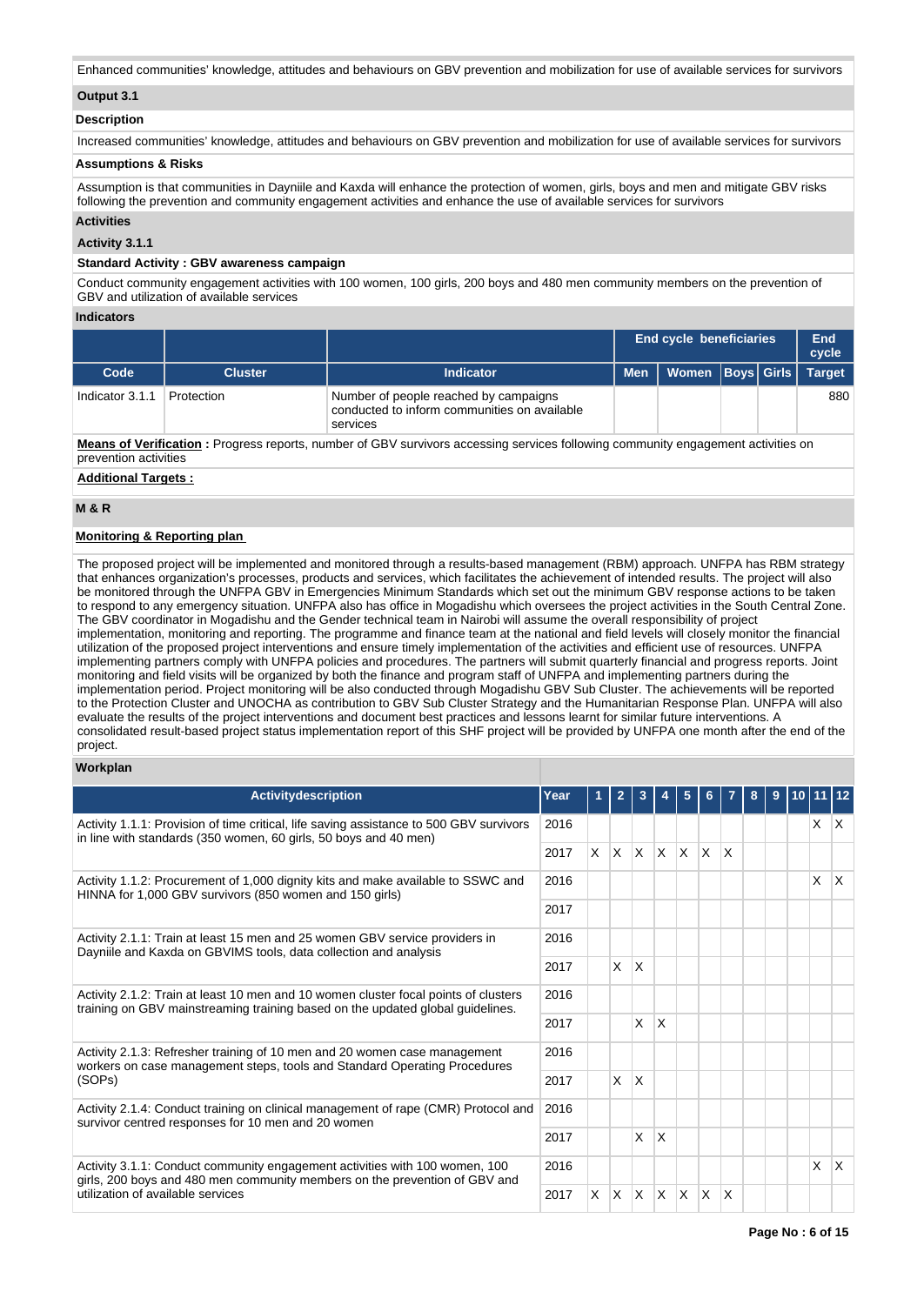Enhanced communities' knowledge, attitudes and behaviours on GBV prevention and mobilization for use of available services for survivors

**Output 3.1**

**Description**

Increased communities' knowledge, attitudes and behaviours on GBV prevention and mobilization for use of available services for survivors

**Assumptions & Risks**

Assumption is that communities in Dayniile and Kaxda will enhance the protection of women, girls, boys and men and mitigate GBV risks following the prevention and community engagement activities and enhance the use of available services for survivors

**Activities**

**Activity 3.1.1**

**Standard Activity : GBV awareness campaign**

Conduct community engagement activities with 100 women, 100 girls, 200 boys and 480 men community members on the prevention of GBV and utilization of available services

**Indicators**

| | | | End cycle beneficiaries | | | | End cycle |
|---|---|---|---|---|---|---|---|
| **Code** | **Cluster** | **Indicator** | **Men** | **Women** | **Boys** | **Girls** | **Target** |
| Indicator 3.1.1 | Protection | Number of people reached by campaigns conducted to inform communities on available services | | | | | 880 |

**Means of Verification :** Progress reports, number of GBV survivors accessing services following community engagement activities on prevention activities

**Additional Targets :**

**M & R**

**Monitoring & Reporting plan**

The proposed project will be implemented and monitored through a results-based management (RBM) approach. UNFPA has RBM strategy that enhances organization's processes, products and services, which facilitates the achievement of intended results. The project will also be monitored through the UNFPA GBV in Emergencies Minimum Standards which set out the minimum GBV response actions to be taken to respond to any emergency situation. UNFPA also has office in Mogadishu which oversees the project activities in the South Central Zone. The GBV coordinator in Mogadishu and the Gender technical team in Nairobi will assume the overall responsibility of project implementation, monitoring and reporting. The programme and finance team at the national and field levels will closely monitor the financial utilization of the proposed project interventions and ensure timely implementation of the activities and efficient use of resources. UNFPA implementing partners comply with UNFPA policies and procedures. The partners will submit quarterly financial and progress reports. Joint monitoring and field visits will be organized by both the finance and program staff of UNFPA and implementing partners during the implementation period. Project monitoring will be also conducted through Mogadishu GBV Sub Cluster. The achievements will be reported to the Protection Cluster and UNOCHA as contribution to GBV Sub Cluster Strategy and the Humanitarian Response Plan. UNFPA will also evaluate the results of the project interventions and document best practices and lessons learnt for similar future interventions. A consolidated result-based project status implementation report of this SHF project will be provided by UNFPA one month after the end of the project.

**Workplan**

| Activitydescription | Year | 1 | 2 | 3 | 4 | 5 | 6 | 7 | 8 | 9 | 10 | 11 | 12 |
|---|---|---|---|---|---|---|---|---|---|---|---|---|---|
| Activity 1.1.1: Provision of time critical, life saving assistance to 500 GBV survivors in line with standards (350 women, 60 girls, 50 boys and 40 men) | 2016 | | | | | | | | | | | X | X |
| | 2017 | X | X | X | X | X | X | X | | | | | |
| Activity 1.1.2: Procurement of 1,000 dignity kits and make available to SSWC and HINNA for 1,000 GBV survivors (850 women and 150 girls) | 2016 | | | | | | | | | | | X | X |
| | 2017 | | | | | | | | | | | | |
| Activity 2.1.1: Train at least 15 men and 25 women GBV service providers in Dayniile and Kaxda on GBVIMS tools, data collection and analysis | 2016 | | | | | | | | | | | | |
| | 2017 | | X | X | | | | | | | | | |
| Activity 2.1.2: Train at least 10 men and 10 women cluster focal points of clusters training on GBV mainstreaming training based on the updated global guidelines. | 2016 | | | | | | | | | | | | |
| | 2017 | | | X | X | | | | | | | | |
| Activity 2.1.3: Refresher training of 10 men and 20 women case management workers on case management steps, tools and Standard Operating Procedures (SOPs) | 2016 | | | | | | | | | | | | |
| | 2017 | | X | X | | | | | | | | | |
| Activity 2.1.4: Conduct training on clinical management of rape (CMR) Protocol and survivor centred responses for 10 men and 20 women | 2016 | | | | | | | | | | | | |
| | 2017 | | | X | X | | | | | | | | |
| Activity 3.1.1: Conduct community engagement activities with 100 women, 100 girls, 200 boys and 480 men community members on the prevention of GBV and utilization of available services | 2016 | | | | | | | | | | | X | X |
| | 2017 | X | X | X | X | X | X | X | | | | | |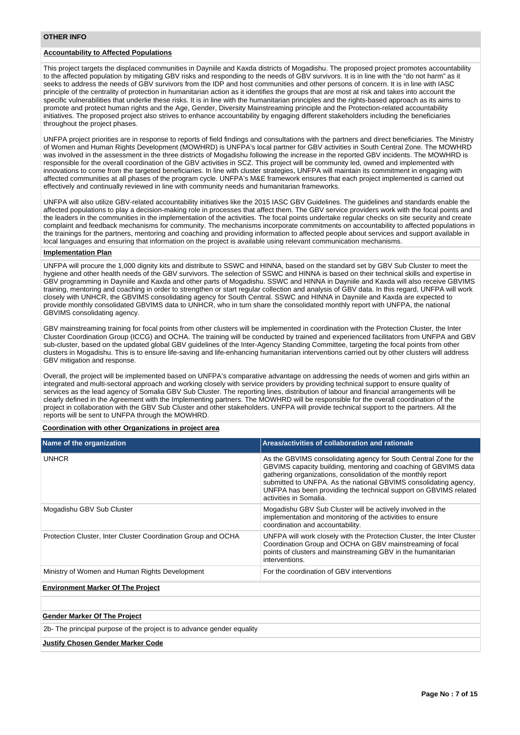## OTHER INFO

### Accountability to Affected Populations

This project targets the displaced communities in Dayniile and Kaxda districts of Mogadishu. The proposed project promotes accountability to the affected population by mitigating GBV risks and responding to the needs of GBV survivors. It is in line with the "do not harm" as it seeks to address the needs of GBV survivors from the IDP and host communities and other persons of concern. It is in line with IASC principle of the centrality of protection in humanitarian action as it identifies the groups that are most at risk and takes into account the specific vulnerabilities that underlie these risks. It is in line with the humanitarian principles and the rights-based approach as its aims to promote and protect human rights and the Age, Gender, Diversity Mainstreaming principle and the Protection-related accountability initiatives. The proposed project also strives to enhance accountability by engaging different stakeholders including the beneficiaries throughout the project phases.

UNFPA project priorities are in response to reports of field findings and consultations with the partners and direct beneficiaries. The Ministry of Women and Human Rights Development (MOWHRD) is UNFPA's local partner for GBV activities in South Central Zone. The MOWHRD was involved in the assessment in the three districts of Mogadishu following the increase in the reported GBV incidents. The MOWHRD is responsible for the overall coordination of the GBV activities in SCZ. This project will be community led, owned and implemented with innovations to come from the targeted beneficiaries. In line with cluster strategies, UNFPA will maintain its commitment in engaging with affected communities at all phases of the program cycle. UNFPA's M&E framework ensures that each project implemented is carried out effectively and continually reviewed in line with community needs and humanitarian frameworks.

UNFPA will also utilize GBV-related accountability initiatives like the 2015 IASC GBV Guidelines. The guidelines and standards enable the affected populations to play a decision-making role in processes that affect them. The GBV service providers work with the focal points and the leaders in the communities in the implementation of the activities. The focal points undertake regular checks on site security and create complaint and feedback mechanisms for community. The mechanisms incorporate commitments on accountability to affected populations in the trainings for the partners, mentoring and coaching and providing information to affected people about services and support available in local languages and ensuring that information on the project is available using relevant communication mechanisms.

### Implementation Plan

UNFPA will procure the 1,000 dignity kits and distribute to SSWC and HINNA, based on the standard set by GBV Sub Cluster to meet the hygiene and other health needs of the GBV survivors. The selection of SSWC and HINNA is based on their technical skills and expertise in GBV programming in Dayniile and Kaxda and other parts of Mogadishu. SSWC and HINNA in Dayniile and Kaxda will also receive GBVIMS training, mentoring and coaching in order to strengthen or start regular collection and analysis of GBV data. In this regard, UNFPA will work closely with UNHCR, the GBVIMS consolidating agency for South Central. SSWC and HINNA in Dayniile and Kaxda are expected to provide monthly consolidated GBVIMS data to UNHCR, who in turn share the consolidated monthly report with UNFPA, the national GBVIMS consolidating agency.

GBV mainstreaming training for focal points from other clusters will be implemented in coordination with the Protection Cluster, the Inter Cluster Coordination Group (ICCG) and OCHA. The training will be conducted by trained and experienced facilitators from UNFPA and GBV sub-cluster, based on the updated global GBV guidelines of the Inter-Agency Standing Committee, targeting the focal points from other clusters in Mogadishu. This is to ensure life-saving and life-enhancing humanitarian interventions carried out by other clusters will address GBV mitigation and response.

Overall, the project will be implemented based on UNFPA's comparative advantage on addressing the needs of women and girls within an integrated and multi-sectoral approach and working closely with service providers by providing technical support to ensure quality of services as the lead agency of Somalia GBV Sub Cluster. The reporting lines, distribution of labour and financial arrangements will be clearly defined in the Agreement with the Implementing partners. The MOWHRD will be responsible for the overall coordination of the project in collaboration with the GBV Sub Cluster and other stakeholders. UNFPA will provide technical support to the partners. All the reports will be sent to UNFPA through the MOWHRD.

### Coordination with other Organizations in project area

| Name of the organization | Areas/activities of collaboration and rationale |
|---|---|
| UNHCR | As the GBVIMS consolidating agency for South Central Zone for the GBVIMS capacity building, mentoring and coaching of GBVIMS data gathering organizations, consolidation of the monthly report submitted to UNFPA. As the national GBVIMS consolidating agency, UNFPA has been providing the technical support on GBVIMS related activities in Somalia. |
| Mogadishu GBV Sub Cluster | Mogadishu GBV Sub Cluster will be actively involved in the implementation and monitoring of the activities to ensure coordination and accountability. |
| Protection Cluster, Inter Cluster Coordination Group and OCHA | UNFPA will work closely with the Protection Cluster, the Inter Cluster Coordination Group and OCHA on GBV mainstreaming of focal points of clusters and mainstreaming GBV in the humanitarian interventions. |
| Ministry of Women and Human Rights Development | For the coordination of GBV interventions |

### Environment Marker Of The Project

### Gender Marker Of The Project

2b- The principal purpose of the project is to advance gender equality

### Justify Chosen Gender Marker Code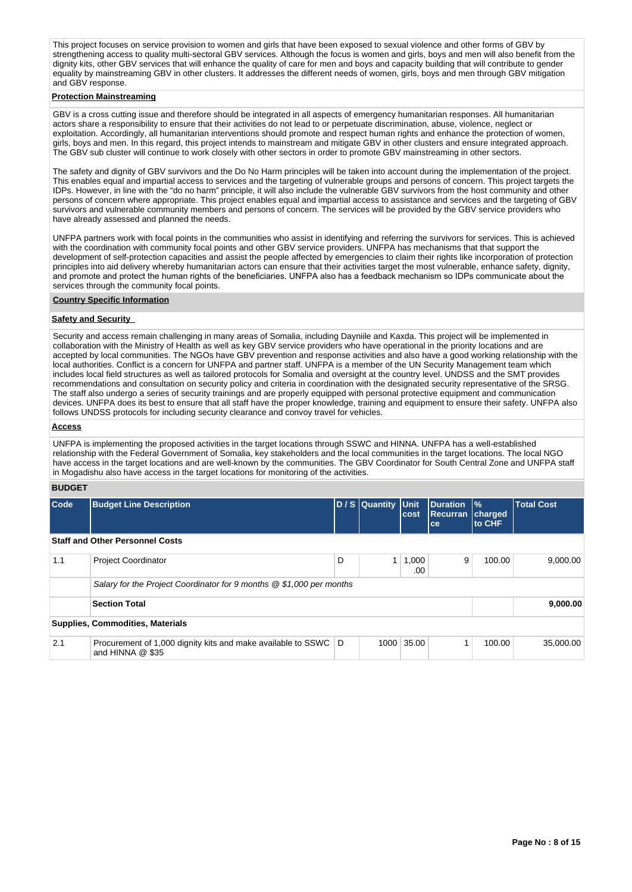This project focuses on service provision to women and girls that have been exposed to sexual violence and other forms of GBV by strengthening access to quality multi-sectoral GBV services. Although the focus is women and girls, boys and men will also benefit from the dignity kits, other GBV services that will enhance the quality of care for men and boys and capacity building that will contribute to gender equality by mainstreaming GBV in other clusters. It addresses the different needs of women, girls, boys and men through GBV mitigation and GBV response.

**Protection Mainstreaming**

GBV is a cross cutting issue and therefore should be integrated in all aspects of emergency humanitarian responses. All humanitarian actors share a responsibility to ensure that their activities do not lead to or perpetuate discrimination, abuse, violence, neglect or exploitation. Accordingly, all humanitarian interventions should promote and respect human rights and enhance the protection of women, girls, boys and men. In this regard, this project intends to mainstream and mitigate GBV in other clusters and ensure integrated approach. The GBV sub cluster will continue to work closely with other sectors in order to promote GBV mainstreaming in other sectors.

The safety and dignity of GBV survivors and the Do No Harm principles will be taken into account during the implementation of the project. This enables equal and impartial access to services and the targeting of vulnerable groups and persons of concern. This project targets the IDPs. However, in line with the "do no harm" principle, it will also include the vulnerable GBV survivors from the host community and other persons of concern where appropriate. This project enables equal and impartial access to assistance and services and the targeting of GBV survivors and vulnerable community members and persons of concern. The services will be provided by the GBV service providers who have already assessed and planned the needs.

UNFPA partners work with focal points in the communities who assist in identifying and referring the survivors for services. This is achieved with the coordination with community focal points and other GBV service providers. UNFPA has mechanisms that that support the development of self-protection capacities and assist the people affected by emergencies to claim their rights like incorporation of protection principles into aid delivery whereby humanitarian actors can ensure that their activities target the most vulnerable, enhance safety, dignity, and promote and protect the human rights of the beneficiaries. UNFPA also has a feedback mechanism so IDPs communicate about the services through the community focal points.

**Country Specific Information**

**Safety and Security**

Security and access remain challenging in many areas of Somalia, including Dayniile and Kaxda. This project will be implemented in collaboration with the Ministry of Health as well as key GBV service providers who have operational in the priority locations and are accepted by local communities. The NGOs have GBV prevention and response activities and also have a good working relationship with the local authorities. Conflict is a concern for UNFPA and partner staff. UNFPA is a member of the UN Security Management team which includes local field structures as well as tailored protocols for Somalia and oversight at the country level. UNDSS and the SMT provides recommendations and consultation on security policy and criteria in coordination with the designated security representative of the SRSG. The staff also undergo a series of security trainings and are properly equipped with personal protective equipment and communication devices. UNFPA does its best to ensure that all staff have the proper knowledge, training and equipment to ensure their safety. UNFPA also follows UNDSS protocols for including security clearance and convoy travel for vehicles.

**Access**

UNFPA is implementing the proposed activities in the target locations through SSWC and HINNA. UNFPA has a well-established relationship with the Federal Government of Somalia, key stakeholders and the local communities in the target locations. The local NGO have access in the target locations and are well-known by the communities. The GBV Coordinator for South Central Zone and UNFPA staff in Mogadishu also have access in the target locations for monitoring of the activities.

**BUDGET**

| Code | Budget Line Description | D / S | Quantity | Unit cost | Duration Recurrance | % charged to CHF | Total Cost |
|---|---|---|---|---|---|---|---|
| **Staff and Other Personnel Costs** | | | | | | | |
| 1.1 | Project Coordinator | D | 1 | 1,000.00 | 9 | 100.00 | 9,000.00 |
| | *Salary for the Project Coordinator for 9 months @ $1,000 per months* | | | | | | |
| | **Section Total** | | | | | | **9,000.00** |
| **Supplies, Commodities, Materials** | | | | | | | |
| 2.1 | Procurement of 1,000 dignity kits and make available to SSWC and HINNA @ $35 | D | 1000 | 35.00 | 1 | 100.00 | 35,000.00 |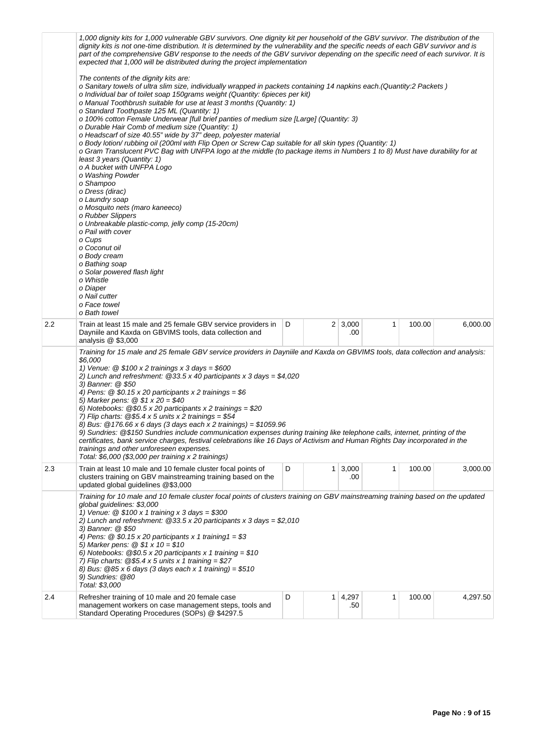| | | | | | | | |
|---|---|---|---|---|---|---|---|
| | *1,000 dignity kits for 1,000 vulnerable GBV survivors. One dignity kit per household of the GBV survivor. The distribution of the dignity kits is not one-time distribution. It is determined by the vulnerability and the specific needs of each GBV survivor and is part of the comprehensive GBV response to the needs of the GBV survivor depending on the specific need of each survivor. It is expected that 1,000 will be distributed during the project implementation*<br><br>*The contents of the dignity kits are:*<br>*o Sanitary towels of ultra slim size, individually wrapped in packets containing 14 napkins each.(Quantity:2 Packets )*<br>*o Individual bar of toilet soap 150grams weight (Quantity: 6pieces per kit)*<br>*o Manual Toothbrush suitable for use at least 3 months (Quantity: 1)*<br>*o Standard Toothpaste 125 ML (Quantity: 1)*<br>*o 100% cotton Female Underwear [full brief panties of medium size [Large] (Quantity: 3)*<br>*o Durable Hair Comb of medium size (Quantity: 1)*<br>*o Headscarf of size 40.55" wide by 37" deep, polyester material*<br>*o Body lotion/ rubbing oil (200ml with Flip Open or Screw Cap suitable for all skin types (Quantity: 1)*<br>*o Gram Translucent PVC Bag with UNFPA logo at the middle (to package items in Numbers 1 to 8) Must have durability for at least 3 years (Quantity: 1)*<br>*o A bucket with UNFPA Logo*<br>*o Washing Powder*<br>*o Shampoo*<br>*o Dress (dirac)*<br>*o Laundry soap*<br>*o Mosquito nets (maro kaneeco)*<br>*o Rubber Slippers*<br>*o Unbreakable plastic-comp, jelly comp (15-20cm)*<br>*o Pail with cover*<br>*o Cups*<br>*o Coconut oil*<br>*o Body cream*<br>*o Bathing soap*<br>*o Solar powered flash light*<br>*o Whistle*<br>*o Diaper*<br>*o Nail cutter*<br>*o Face towel*<br>*o Bath towel* | | | | | | |
| 2.2 | Train at least 15 male and 25 female GBV service providers in Dayniile and Kaxda on GBVIMS tools, data collection and analysis @ $3,000 | D | 2 | 3,000.00 | 1 | 100.00 | 6,000.00 |
| | *Training for 15 male and 25 female GBV service providers in Dayniile and Kaxda on GBVIMS tools, data collection and analysis: $6,000*<br>*1) Venue: @ $100 x 2 trainings x 3 days = $600*<br>*2) Lunch and refreshment: @33.5 x 40 participants x 3 days = $4,020*<br>*3) Banner: @ $50*<br>*4) Pens: @ $0.15 x 20 participants x 2 trainings = $6*<br>*5) Marker pens: @ $1 x 20 = $40*<br>*6) Notebooks: @$0.5 x 20 participants x 2 trainings = $20*<br>*7) Flip charts: @$5.4 x 5 units x 2 trainings = $54*<br>*8) Bus: @176.66 x 6 days (3 days each x 2 trainings) = $1059.96*<br>*9) Sundries: @$150 Sundries include communication expenses during training like telephone calls, internet, printing of the certificates, bank service charges, festival celebrations like 16 Days of Activism and Human Rights Day incorporated in the trainings and other unforeseen expenses.*<br>*Total: $6,000 ($3,000 per training x 2 trainings)* | | | | | | |
| 2.3 | Train at least 10 male and 10 female cluster focal points of clusters training on GBV mainstreaming training based on the updated global guidelines @$3,000 | D | 1 | 3,000.00 | 1 | 100.00 | 3,000.00 |
| | *Training for 10 male and 10 female cluster focal points of clusters training on GBV mainstreaming training based on the updated global guidelines: $3,000*<br>*1) Venue: @ $100 x 1 training x 3 days = $300*<br>*2) Lunch and refreshment: @33.5 x 20 participants x 3 days = $2,010*<br>*3) Banner: @ $50*<br>*4) Pens: @ $0.15 x 20 participants x 1 training1 = $3*<br>*5) Marker pens: @ $1 x 10 = $10*<br>*6) Notebooks: @$0.5 x 20 participants x 1 training = $10*<br>*7) Flip charts: @$5.4 x 5 units x 1 training = $27*<br>*8) Bus: @85 x 6 days (3 days each x 1 training) = $510*<br>*9) Sundries: @80*<br>*Total: $3,000* | | | | | | |
| 2.4 | Refresher training of 10 male and 20 female case management workers on case management steps, tools and Standard Operating Procedures (SOPs) @ $4297.5 | D | 1 | 4,297.50 | 1 | 100.00 | 4,297.50 |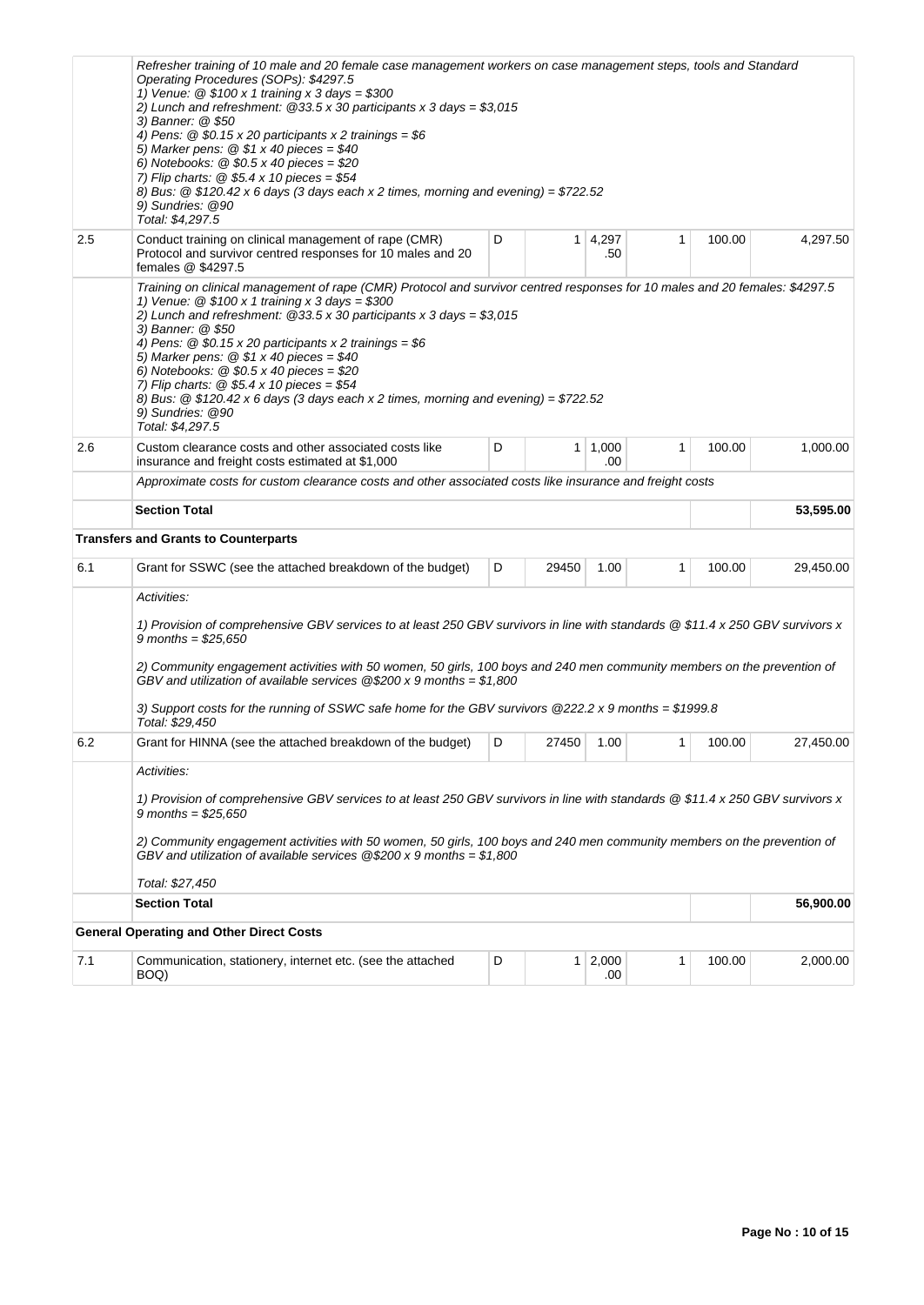| | | | | | | | |
|---|---|---|---|---|---|---|---|
| | *Refresher training of 10 male and 20 female case management workers on case management steps, tools and Standard Operating Procedures (SOPs): $4297.5*<br>*1) Venue: @ $100 x 1 training x 3 days = $300*<br>*2) Lunch and refreshment: @33.5 x 30 participants x 3 days = $3,015*<br>*3) Banner: @ $50*<br>*4) Pens: @ $0.15 x 20 participants x 2 trainings = $6*<br>*5) Marker pens: @ $1 x 40 pieces = $40*<br>*6) Notebooks: @ $0.5 x 40 pieces = $20*<br>*7) Flip charts: @ $5.4 x 10 pieces = $54*<br>*8) Bus: @ $120.42 x 6 days (3 days each x 2 times, morning and evening) = $722.52*<br>*9) Sundries: @90*<br>*Total: $4,297.5* | | | | | | |
| 2.5 | Conduct training on clinical management of rape (CMR) Protocol and survivor centred responses for 10 males and 20 females @ $4297.5 | D | 1 | 4,297.50 | 1 | 100.00 | 4,297.50 |
| | *Training on clinical management of rape (CMR) Protocol and survivor centred responses for 10 males and 20 females: $4297.5*<br>*1) Venue: @ $100 x 1 training x 3 days = $300*<br>*2) Lunch and refreshment: @33.5 x 30 participants x 3 days = $3,015*<br>*3) Banner: @ $50*<br>*4) Pens: @ $0.15 x 20 participants x 2 trainings = $6*<br>*5) Marker pens: @ $1 x 40 pieces = $40*<br>*6) Notebooks: @ $0.5 x 40 pieces = $20*<br>*7) Flip charts: @ $5.4 x 10 pieces = $54*<br>*8) Bus: @ $120.42 x 6 days (3 days each x 2 times, morning and evening) = $722.52*<br>*9) Sundries: @90*<br>*Total: $4,297.5* | | | | | | |
| 2.6 | Custom clearance costs and other associated costs like insurance and freight costs estimated at $1,000 | D | 1 | 1,000.00 | 1 | 100.00 | 1,000.00 |
| | *Approximate costs for custom clearance costs and other associated costs like insurance and freight costs* | | | | | | |
| | **Section Total** | | | | | | **53,595.00** |
| | **Transfers and Grants to Counterparts** | | | | | | |
| 6.1 | Grant for SSWC (see the attached breakdown of the budget) | D | 29450 | 1.00 | 1 | 100.00 | 29,450.00 |
| | *Activities:*<br><br>*1) Provision of comprehensive GBV services to at least 250 GBV survivors in line with standards @ $11.4 x 250 GBV survivors x 9 months = $25,650*<br><br>*2) Community engagement activities with 50 women, 50 girls, 100 boys and 240 men community members on the prevention of GBV and utilization of available services @$200 x 9 months = $1,800*<br><br>*3) Support costs for the running of SSWC safe home for the GBV survivors @222.2 x 9 months = $1999.8*<br>*Total: $29,450* | | | | | | |
| 6.2 | Grant for HINNA (see the attached breakdown of the budget) | D | 27450 | 1.00 | 1 | 100.00 | 27,450.00 |
| | *Activities:*<br><br>*1) Provision of comprehensive GBV services to at least 250 GBV survivors in line with standards @ $11.4 x 250 GBV survivors x 9 months = $25,650*<br><br>*2) Community engagement activities with 50 women, 50 girls, 100 boys and 240 men community members on the prevention of GBV and utilization of available services @$200 x 9 months = $1,800*<br><br>*Total: $27,450* | | | | | | |
| | **Section Total** | | | | | | **56,900.00** |
| | **General Operating and Other Direct Costs** | | | | | | |
| 7.1 | Communication, stationery, internet etc. (see the attached BOQ) | D | 1 | 2,000.00 | 1 | 100.00 | 2,000.00 |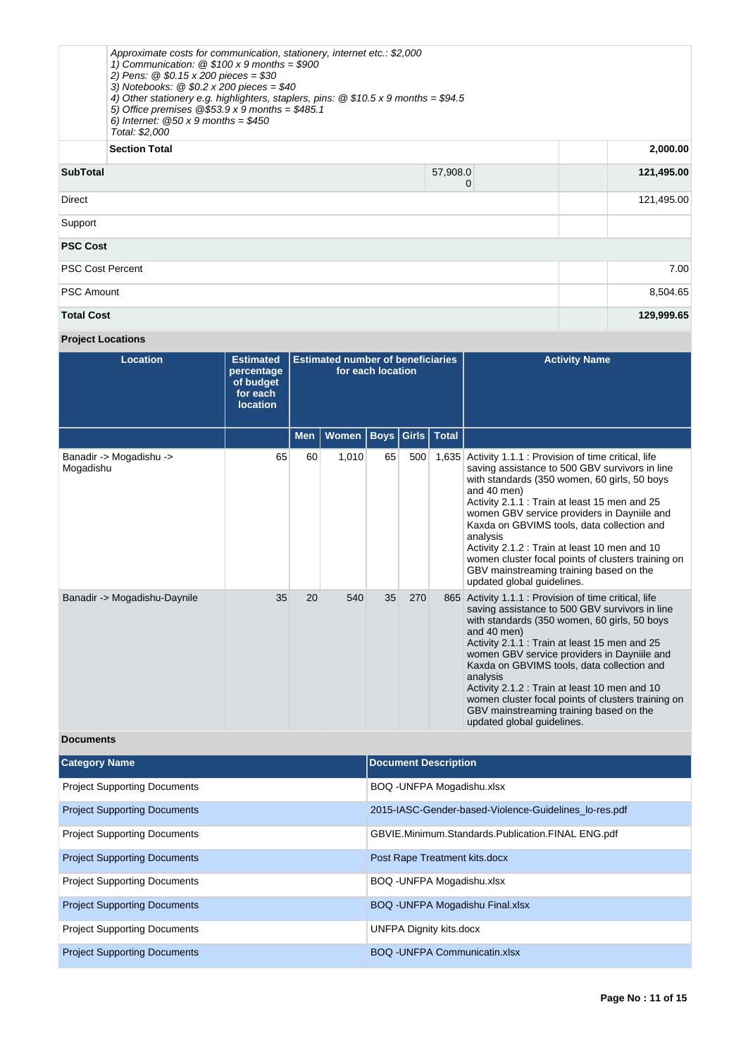| | | | | |
|---|---|---|---|---|
| | *Approximate costs for communication, stationery, internet etc.: $2,000*<br>*1) Communication: @ $100 x 9 months = $900*<br>*2) Pens: @ $0.15 x 200 pieces = $30*<br>*3) Notebooks: @ $0.2 x 200 pieces = $40*<br>*4) Other stationery e.g. highlighters, staplers, pins: @ $10.5 x 9 months = $94.5*<br>*5) Office premises @$53.9 x 9 months = $485.1*<br>*6) Internet: @50 x 9 months = $450*<br>*Total: $2,000* | | | |
| | **Section Total** | | | **2,000.00** |
| **SubTotal** | | 57,908.00 | | **121,495.00** |
| Direct | | | | 121,495.00 |
| Support | | | | |
| **PSC Cost** | | | | |
| PSC Cost Percent | | | | 7.00 |
| PSC Amount | | | | 8,504.65 |
| **Total Cost** | | | | **129,999.65** |

### Project Locations

| Location | Estimated percentage of budget for each location | Estimated number of beneficiaries for each location | | | | | Activity Name |
|---|---|---|---|---|---|---|---|
| | | Men | Women | Boys | Girls | Total | |
| Banadir -> Mogadishu -> Mogadishu | 65 | 60 | 1,010 | 65 | 500 | 1,635 | Activity 1.1.1 : Provision of time critical, life saving assistance to 500 GBV survivors in line with standards (350 women, 60 girls, 50 boys and 40 men)<br>Activity 2.1.1 : Train at least 15 men and 25 women GBV service providers in Dayniile and Kaxda on GBVIMS tools, data collection and analysis<br>Activity 2.1.2 : Train at least 10 men and 10 women cluster focal points of clusters training on GBV mainstreaming training based on the updated global guidelines. |
| Banadir -> Mogadishu-Daynile | 35 | 20 | 540 | 35 | 270 | 865 | Activity 1.1.1 : Provision of time critical, life saving assistance to 500 GBV survivors in line with standards (350 women, 60 girls, 50 boys and 40 men)<br>Activity 2.1.1 : Train at least 15 men and 25 women GBV service providers in Dayniile and Kaxda on GBVIMS tools, data collection and analysis<br>Activity 2.1.2 : Train at least 10 men and 10 women cluster focal points of clusters training on GBV mainstreaming training based on the updated global guidelines. |

### Documents

| Category Name | Document Description |
|---|---|
| Project Supporting Documents | BOQ -UNFPA Mogadishu.xlsx |
| Project Supporting Documents | 2015-IASC-Gender-based-Violence-Guidelines_lo-res.pdf |
| Project Supporting Documents | GBVIE.Minimum.Standards.Publication.FINAL ENG.pdf |
| Project Supporting Documents | Post Rape Treatment kits.docx |
| Project Supporting Documents | BOQ -UNFPA Mogadishu.xlsx |
| Project Supporting Documents | BOQ -UNFPA Mogadishu Final.xlsx |
| Project Supporting Documents | UNFPA Dignity kits.docx |
| Project Supporting Documents | BOQ -UNFPA Communicatin.xlsx |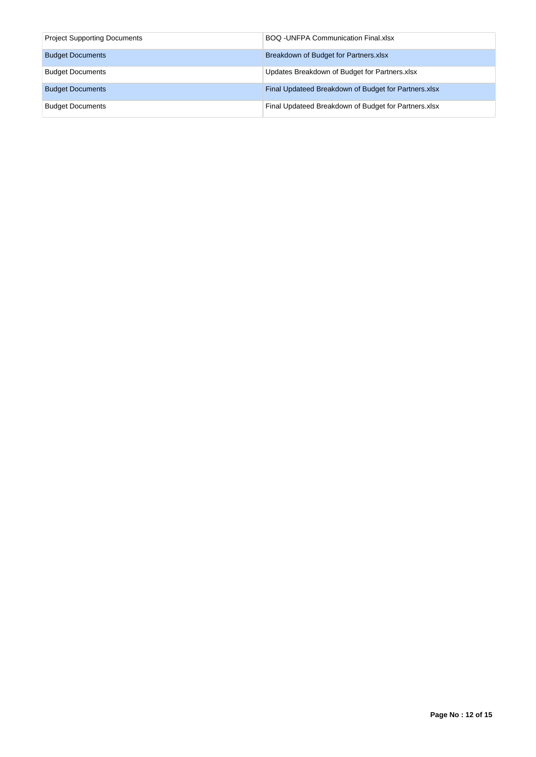| | |
|---|---|
| Project Supporting Documents | BOQ -UNFPA Communication Final.xlsx |
| Budget Documents | Breakdown of Budget for Partners.xlsx |
| Budget Documents | Updates Breakdown of Budget for Partners.xlsx |
| Budget Documents | Final Updateed Breakdown of Budget for Partners.xlsx |
| Budget Documents | Final Updateed Breakdown of Budget for Partners.xlsx |